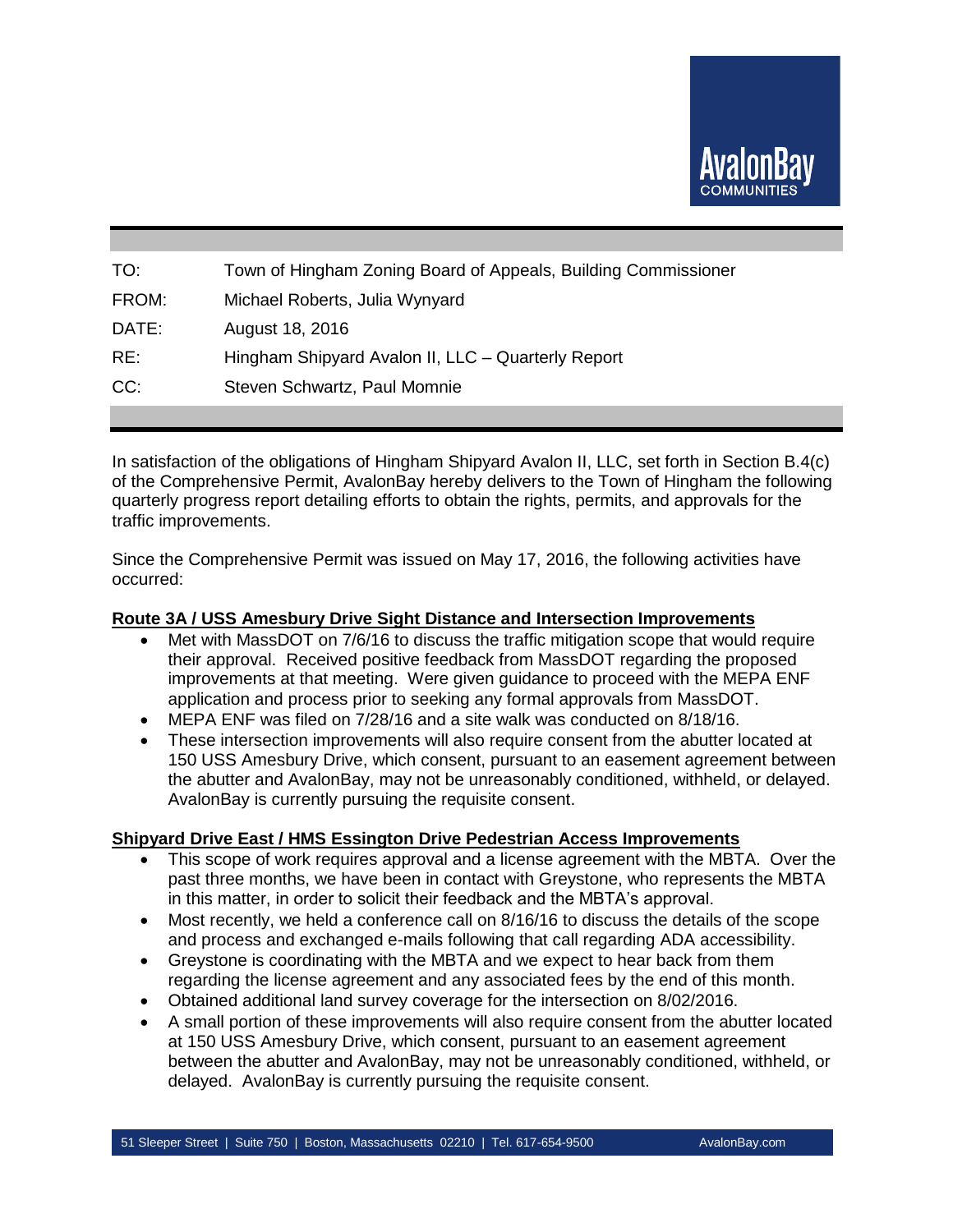AvalonBay COMMUNITIES

| | |
|---|---|
| TO: | Town of Hingham Zoning Board of Appeals, Building Commissioner |
| FROM: | Michael Roberts, Julia Wynyard |
| DATE: | August 18, 2016 |
| RE: | Hingham Shipyard Avalon II, LLC – Quarterly Report |
| CC: | Steven Schwartz, Paul Momnie |

In satisfaction of the obligations of Hingham Shipyard Avalon II, LLC, set forth in Section B.4(c) of the Comprehensive Permit, AvalonBay hereby delivers to the Town of Hingham the following quarterly progress report detailing efforts to obtain the rights, permits, and approvals for the traffic improvements.

Since the Comprehensive Permit was issued on May 17, 2016, the following activities have occurred:

**Route 3A / USS Amesbury Drive Sight Distance and Intersection Improvements**

- Met with MassDOT on 7/6/16 to discuss the traffic mitigation scope that would require their approval. Received positive feedback from MassDOT regarding the proposed improvements at that meeting. Were given guidance to proceed with the MEPA ENF application and process prior to seeking any formal approvals from MassDOT.
- MEPA ENF was filed on 7/28/16 and a site walk was conducted on 8/18/16.
- These intersection improvements will also require consent from the abutter located at 150 USS Amesbury Drive, which consent, pursuant to an easement agreement between the abutter and AvalonBay, may not be unreasonably conditioned, withheld, or delayed. AvalonBay is currently pursuing the requisite consent.

**Shipyard Drive East / HMS Essington Drive Pedestrian Access Improvements**

- This scope of work requires approval and a license agreement with the MBTA. Over the past three months, we have been in contact with Greystone, who represents the MBTA in this matter, in order to solicit their feedback and the MBTA's approval.
- Most recently, we held a conference call on 8/16/16 to discuss the details of the scope and process and exchanged e-mails following that call regarding ADA accessibility.
- Greystone is coordinating with the MBTA and we expect to hear back from them regarding the license agreement and any associated fees by the end of this month.
- Obtained additional land survey coverage for the intersection on 8/02/2016.
- A small portion of these improvements will also require consent from the abutter located at 150 USS Amesbury Drive, which consent, pursuant to an easement agreement between the abutter and AvalonBay, may not be unreasonably conditioned, withheld, or delayed. AvalonBay is currently pursuing the requisite consent.

51 Sleeper Street | Suite 750 | Boston, Massachusetts 02210 | Tel. 617-654-9500 AvalonBay.com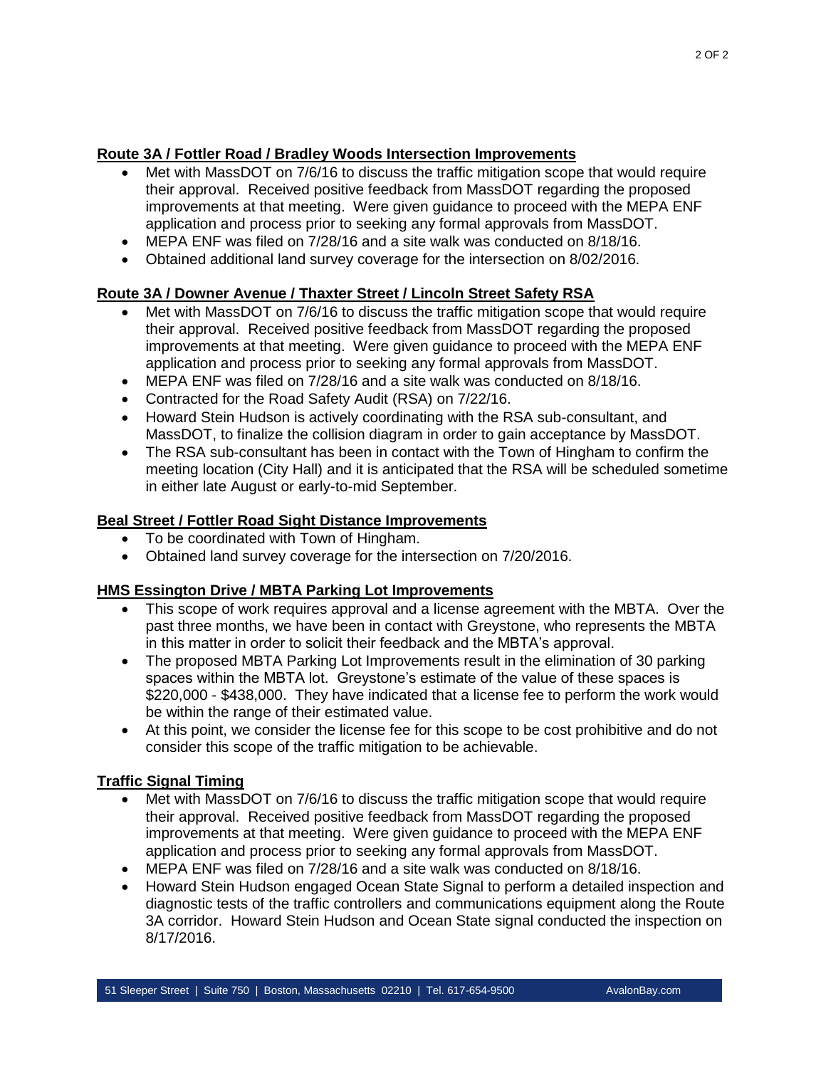**Route 3A / Fottler Road / Bradley Woods Intersection Improvements**

- Met with MassDOT on 7/6/16 to discuss the traffic mitigation scope that would require their approval. Received positive feedback from MassDOT regarding the proposed improvements at that meeting. Were given guidance to proceed with the MEPA ENF application and process prior to seeking any formal approvals from MassDOT.
- MEPA ENF was filed on 7/28/16 and a site walk was conducted on 8/18/16.
- Obtained additional land survey coverage for the intersection on 8/02/2016.

**Route 3A / Downer Avenue / Thaxter Street / Lincoln Street Safety RSA**

- Met with MassDOT on 7/6/16 to discuss the traffic mitigation scope that would require their approval. Received positive feedback from MassDOT regarding the proposed improvements at that meeting. Were given guidance to proceed with the MEPA ENF application and process prior to seeking any formal approvals from MassDOT.
- MEPA ENF was filed on 7/28/16 and a site walk was conducted on 8/18/16.
- Contracted for the Road Safety Audit (RSA) on 7/22/16.
- Howard Stein Hudson is actively coordinating with the RSA sub-consultant, and MassDOT, to finalize the collision diagram in order to gain acceptance by MassDOT.
- The RSA sub-consultant has been in contact with the Town of Hingham to confirm the meeting location (City Hall) and it is anticipated that the RSA will be scheduled sometime in either late August or early-to-mid September.

**Beal Street / Fottler Road Sight Distance Improvements**

- To be coordinated with Town of Hingham.
- Obtained land survey coverage for the intersection on 7/20/2016.

**HMS Essington Drive / MBTA Parking Lot Improvements**

- This scope of work requires approval and a license agreement with the MBTA. Over the past three months, we have been in contact with Greystone, who represents the MBTA in this matter in order to solicit their feedback and the MBTA's approval.
- The proposed MBTA Parking Lot Improvements result in the elimination of 30 parking spaces within the MBTA lot. Greystone's estimate of the value of these spaces is $220,000 - $438,000. They have indicated that a license fee to perform the work would be within the range of their estimated value.
- At this point, we consider the license fee for this scope to be cost prohibitive and do not consider this scope of the traffic mitigation to be achievable.

**Traffic Signal Timing**

- Met with MassDOT on 7/6/16 to discuss the traffic mitigation scope that would require their approval. Received positive feedback from MassDOT regarding the proposed improvements at that meeting. Were given guidance to proceed with the MEPA ENF application and process prior to seeking any formal approvals from MassDOT.
- MEPA ENF was filed on 7/28/16 and a site walk was conducted on 8/18/16.
- Howard Stein Hudson engaged Ocean State Signal to perform a detailed inspection and diagnostic tests of the traffic controllers and communications equipment along the Route 3A corridor. Howard Stein Hudson and Ocean State signal conducted the inspection on 8/17/2016.